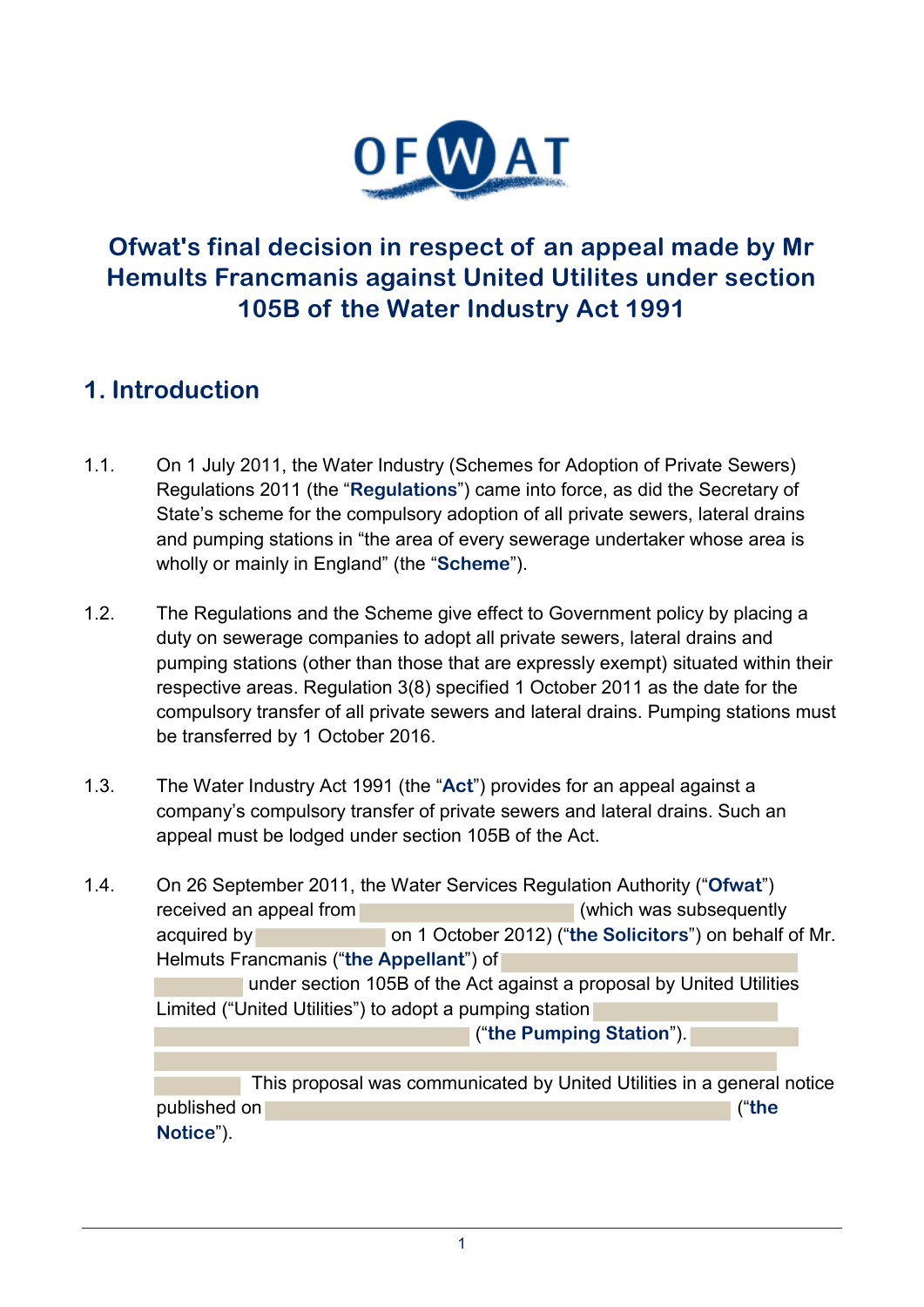# Ofwat's final decision in respect of an appeal made by Mr Hemults Francmanis against United Utilites under section 105B of the Water Industry Act 1991

## 1. Introduction

1.1. On 1 July 2011, the Water Industry (Schemes for Adoption of Private Sewers) Regulations 2011 (the "**Regulations**") came into force, as did the Secretary of State's scheme for the compulsory adoption of all private sewers, lateral drains and pumping stations in "the area of every sewerage undertaker whose area is wholly or mainly in England" (the "**Scheme**").

1.2. The Regulations and the Scheme give effect to Government policy by placing a duty on sewerage companies to adopt all private sewers, lateral drains and pumping stations (other than those that are expressly exempt) situated within their respective areas. Regulation 3(8) specified 1 October 2011 as the date for the compulsory transfer of all private sewers and lateral drains. Pumping stations must be transferred by 1 October 2016.

1.3. The Water Industry Act 1991 (the "**Act**") provides for an appeal against a company's compulsory transfer of private sewers and lateral drains. Such an appeal must be lodged under section 105B of the Act.

1.4. On 26 September 2011, the Water Services Regulation Authority ("**Ofwat**") received an appeal from (which was subsequently acquired by on 1 October 2012) ("**the Solicitors**") on behalf of Mr. Helmuts Francmanis ("**the Appellant**") of under section 105B of the Act against a proposal by United Utilities Limited ("United Utilities") to adopt a pumping station ("**the Pumping Station**"). This proposal was communicated by United Utilities in a general notice published on ("**the Notice**").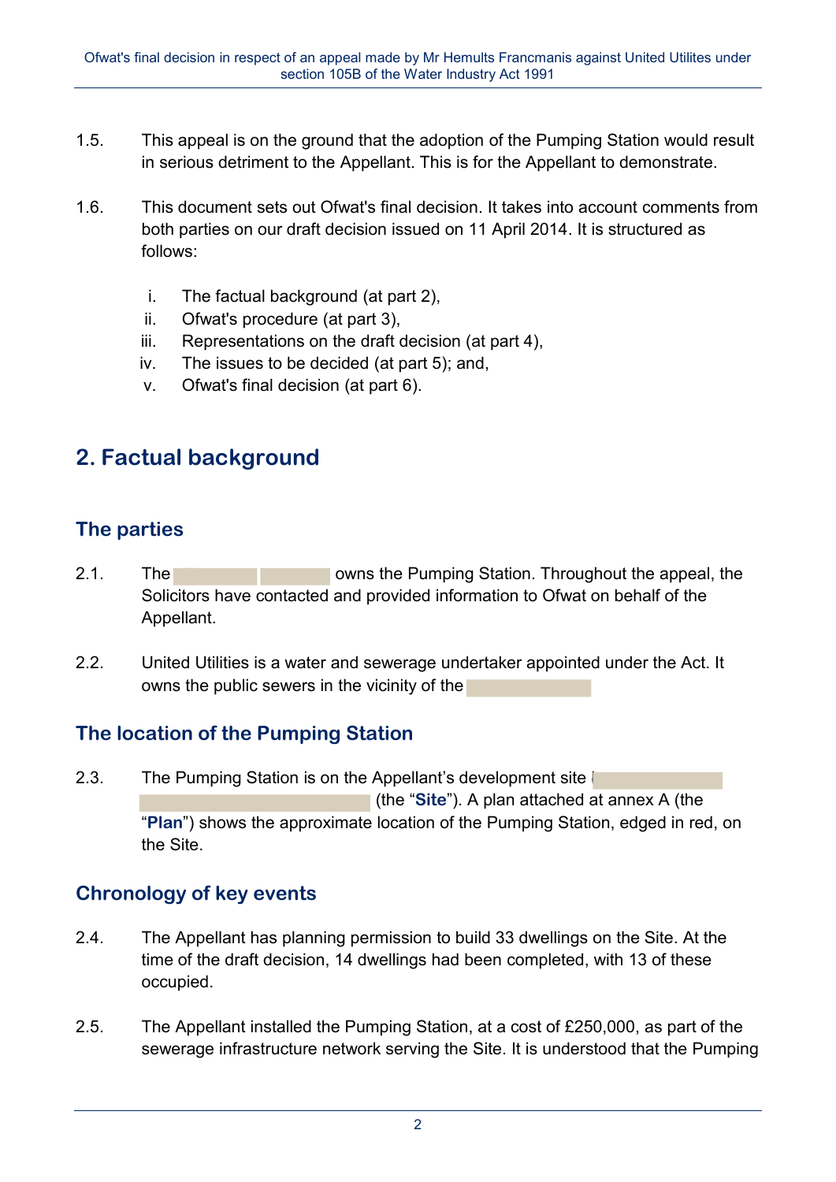1.5. This appeal is on the ground that the adoption of the Pumping Station would result in serious detriment to the Appellant. This is for the Appellant to demonstrate.

1.6. This document sets out Ofwat's final decision. It takes into account comments from both parties on our draft decision issued on 11 April 2014. It is structured as follows:

   i. The factual background (at part 2),
   ii. Ofwat's procedure (at part 3),
   iii. Representations on the draft decision (at part 4),
   iv. The issues to be decided (at part 5); and,
   v. Ofwat's final decision (at part 6).

## 2. Factual background

### The parties

2.1. The owns the Pumping Station. Throughout the appeal, the Solicitors have contacted and provided information to Ofwat on behalf of the Appellant.

2.2. United Utilities is a water and sewerage undertaker appointed under the Act. It owns the public sewers in the vicinity of the

### The location of the Pumping Station

2.3. The Pumping Station is on the Appellant's development site (the "**Site**"). A plan attached at annex A (the "**Plan**") shows the approximate location of the Pumping Station, edged in red, on the Site.

### Chronology of key events

2.4. The Appellant has planning permission to build 33 dwellings on the Site. At the time of the draft decision, 14 dwellings had been completed, with 13 of these occupied.

2.5. The Appellant installed the Pumping Station, at a cost of £250,000, as part of the sewerage infrastructure network serving the Site. It is understood that the Pumping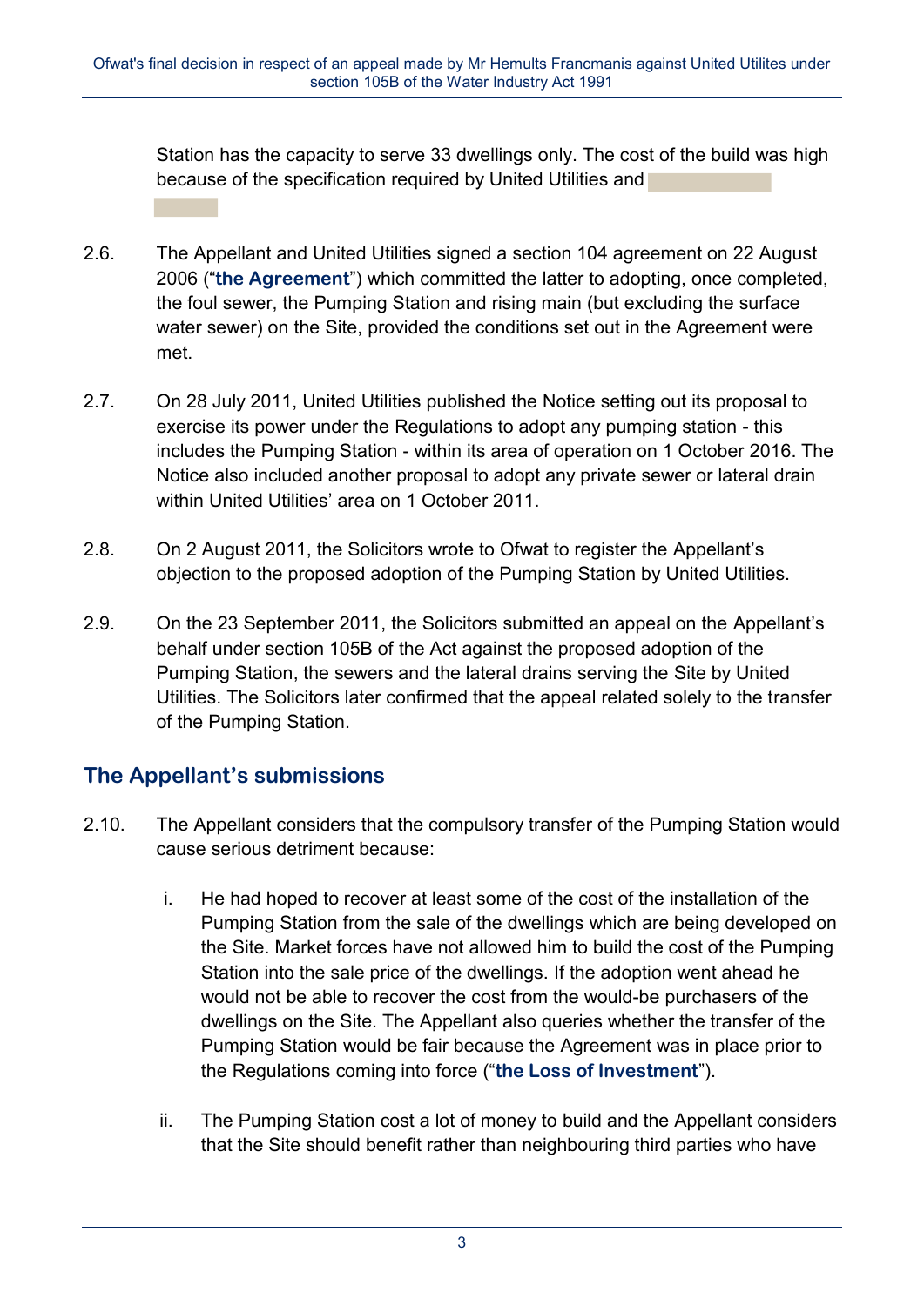Station has the capacity to serve 33 dwellings only. The cost of the build was high because of the specification required by United Utilities and

2.6. The Appellant and United Utilities signed a section 104 agreement on 22 August 2006 ("**the Agreement**") which committed the latter to adopting, once completed, the foul sewer, the Pumping Station and rising main (but excluding the surface water sewer) on the Site, provided the conditions set out in the Agreement were met.

2.7. On 28 July 2011, United Utilities published the Notice setting out its proposal to exercise its power under the Regulations to adopt any pumping station - this includes the Pumping Station - within its area of operation on 1 October 2016. The Notice also included another proposal to adopt any private sewer or lateral drain within United Utilities' area on 1 October 2011.

2.8. On 2 August 2011, the Solicitors wrote to Ofwat to register the Appellant's objection to the proposed adoption of the Pumping Station by United Utilities.

2.9. On the 23 September 2011, the Solicitors submitted an appeal on the Appellant's behalf under section 105B of the Act against the proposed adoption of the Pumping Station, the sewers and the lateral drains serving the Site by United Utilities. The Solicitors later confirmed that the appeal related solely to the transfer of the Pumping Station.

## The Appellant's submissions

2.10. The Appellant considers that the compulsory transfer of the Pumping Station would cause serious detriment because:

i. He had hoped to recover at least some of the cost of the installation of the Pumping Station from the sale of the dwellings which are being developed on the Site. Market forces have not allowed him to build the cost of the Pumping Station into the sale price of the dwellings. If the adoption went ahead he would not be able to recover the cost from the would-be purchasers of the dwellings on the Site. The Appellant also queries whether the transfer of the Pumping Station would be fair because the Agreement was in place prior to the Regulations coming into force ("**the Loss of Investment**").

ii. The Pumping Station cost a lot of money to build and the Appellant considers that the Site should benefit rather than neighbouring third parties who have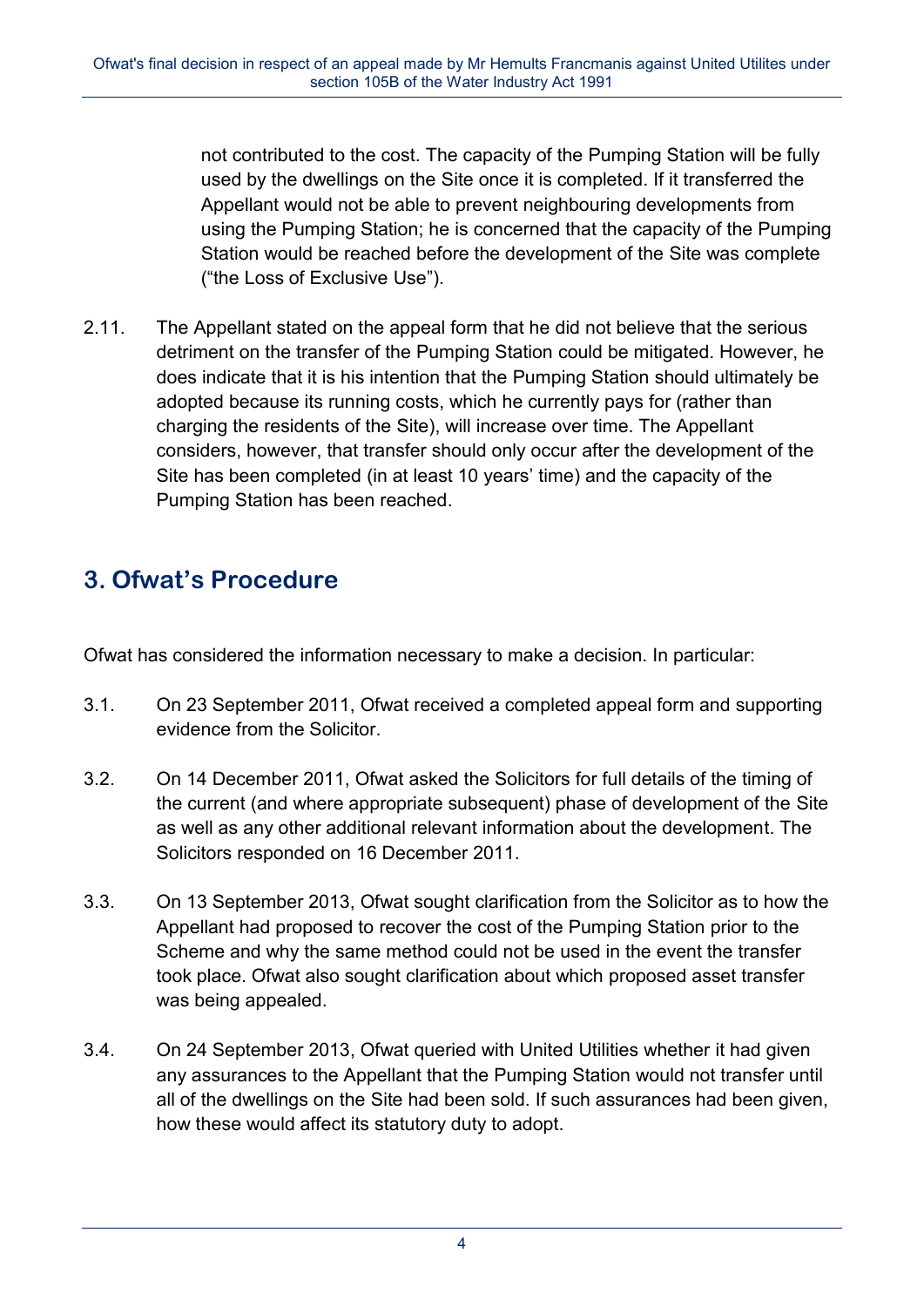not contributed to the cost. The capacity of the Pumping Station will be fully used by the dwellings on the Site once it is completed. If it transferred the Appellant would not be able to prevent neighbouring developments from using the Pumping Station; he is concerned that the capacity of the Pumping Station would be reached before the development of the Site was complete ("the Loss of Exclusive Use").

2.11. The Appellant stated on the appeal form that he did not believe that the serious detriment on the transfer of the Pumping Station could be mitigated. However, he does indicate that it is his intention that the Pumping Station should ultimately be adopted because its running costs, which he currently pays for (rather than charging the residents of the Site), will increase over time. The Appellant considers, however, that transfer should only occur after the development of the Site has been completed (in at least 10 years' time) and the capacity of the Pumping Station has been reached.

## 3. Ofwat's Procedure

Ofwat has considered the information necessary to make a decision. In particular:

3.1. On 23 September 2011, Ofwat received a completed appeal form and supporting evidence from the Solicitor.

3.2. On 14 December 2011, Ofwat asked the Solicitors for full details of the timing of the current (and where appropriate subsequent) phase of development of the Site as well as any other additional relevant information about the development. The Solicitors responded on 16 December 2011.

3.3. On 13 September 2013, Ofwat sought clarification from the Solicitor as to how the Appellant had proposed to recover the cost of the Pumping Station prior to the Scheme and why the same method could not be used in the event the transfer took place. Ofwat also sought clarification about which proposed asset transfer was being appealed.

3.4. On 24 September 2013, Ofwat queried with United Utilities whether it had given any assurances to the Appellant that the Pumping Station would not transfer until all of the dwellings on the Site had been sold. If such assurances had been given, how these would affect its statutory duty to adopt.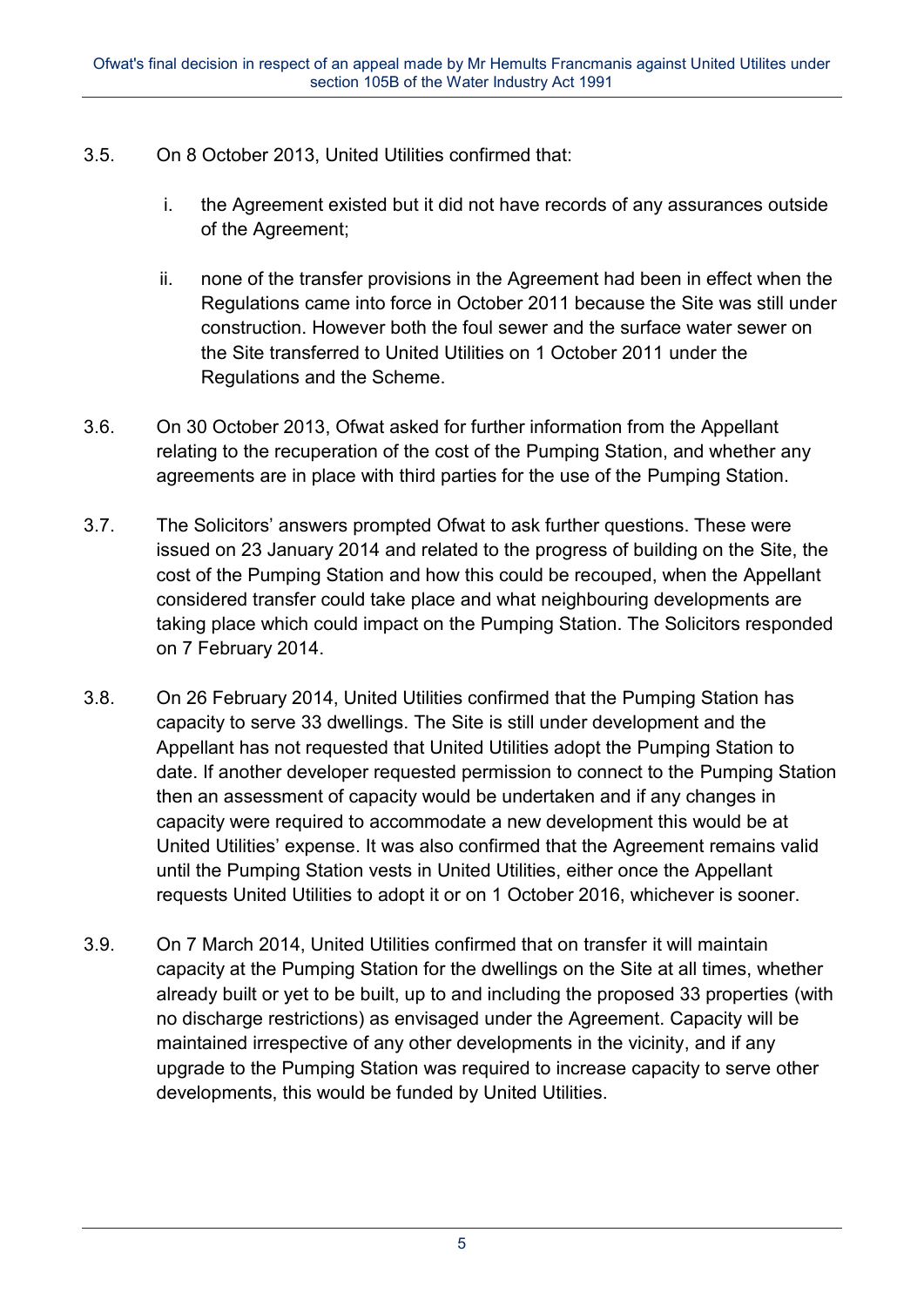3.5. On 8 October 2013, United Utilities confirmed that:

i. the Agreement existed but it did not have records of any assurances outside of the Agreement;

ii. none of the transfer provisions in the Agreement had been in effect when the Regulations came into force in October 2011 because the Site was still under construction. However both the foul sewer and the surface water sewer on the Site transferred to United Utilities on 1 October 2011 under the Regulations and the Scheme.

3.6. On 30 October 2013, Ofwat asked for further information from the Appellant relating to the recuperation of the cost of the Pumping Station, and whether any agreements are in place with third parties for the use of the Pumping Station.

3.7. The Solicitors' answers prompted Ofwat to ask further questions. These were issued on 23 January 2014 and related to the progress of building on the Site, the cost of the Pumping Station and how this could be recouped, when the Appellant considered transfer could take place and what neighbouring developments are taking place which could impact on the Pumping Station. The Solicitors responded on 7 February 2014.

3.8. On 26 February 2014, United Utilities confirmed that the Pumping Station has capacity to serve 33 dwellings. The Site is still under development and the Appellant has not requested that United Utilities adopt the Pumping Station to date. If another developer requested permission to connect to the Pumping Station then an assessment of capacity would be undertaken and if any changes in capacity were required to accommodate a new development this would be at United Utilities' expense. It was also confirmed that the Agreement remains valid until the Pumping Station vests in United Utilities, either once the Appellant requests United Utilities to adopt it or on 1 October 2016, whichever is sooner.

3.9. On 7 March 2014, United Utilities confirmed that on transfer it will maintain capacity at the Pumping Station for the dwellings on the Site at all times, whether already built or yet to be built, up to and including the proposed 33 properties (with no discharge restrictions) as envisaged under the Agreement. Capacity will be maintained irrespective of any other developments in the vicinity, and if any upgrade to the Pumping Station was required to increase capacity to serve other developments, this would be funded by United Utilities.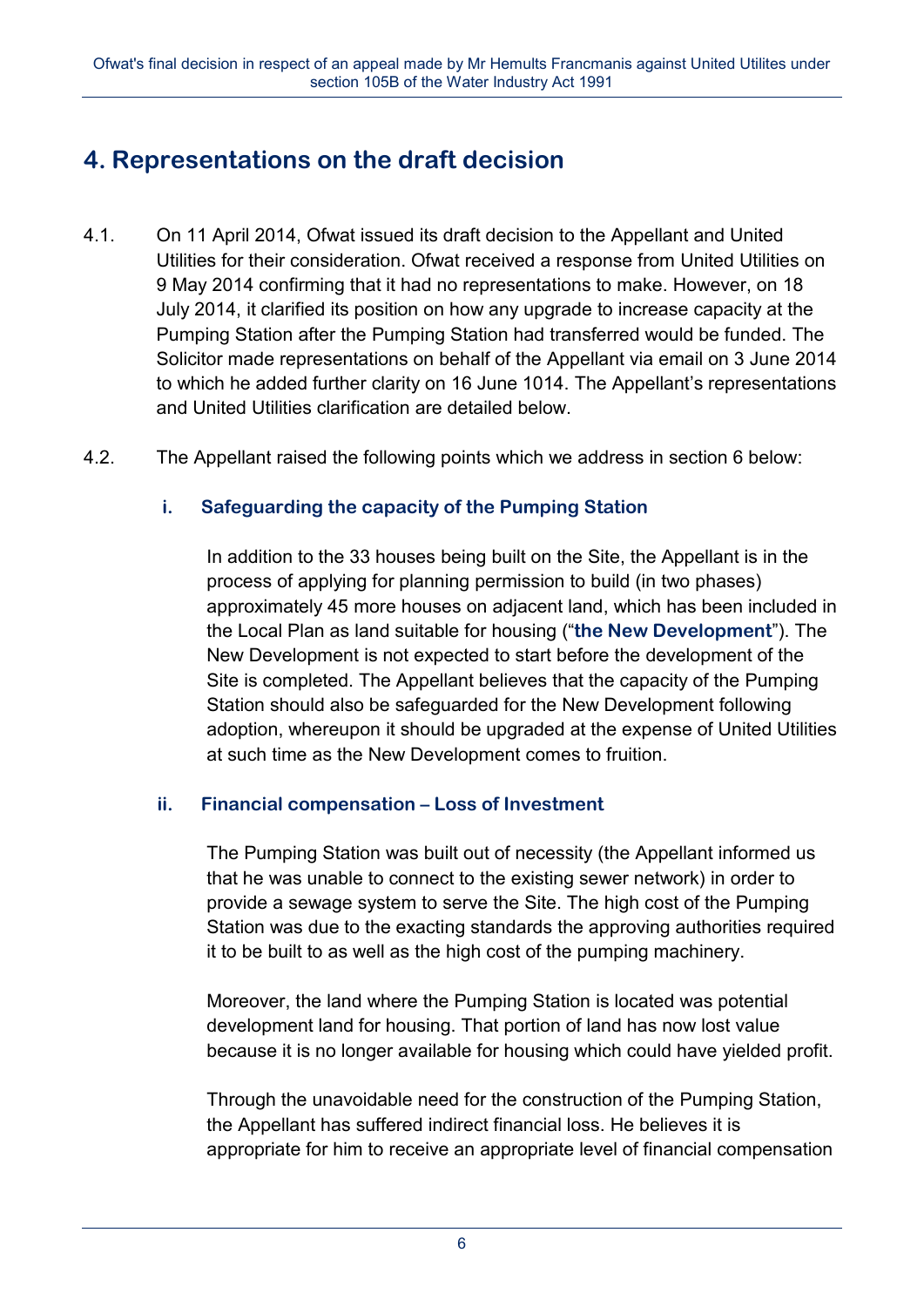# 4. Representations on the draft decision

4.1. On 11 April 2014, Ofwat issued its draft decision to the Appellant and United Utilities for their consideration. Ofwat received a response from United Utilities on 9 May 2014 confirming that it had no representations to make. However, on 18 July 2014, it clarified its position on how any upgrade to increase capacity at the Pumping Station after the Pumping Station had transferred would be funded. The Solicitor made representations on behalf of the Appellant via email on 3 June 2014 to which he added further clarity on 16 June 1014. The Appellant's representations and United Utilities clarification are detailed below.

4.2. The Appellant raised the following points which we address in section 6 below:

### i. Safeguarding the capacity of the Pumping Station

In addition to the 33 houses being built on the Site, the Appellant is in the process of applying for planning permission to build (in two phases) approximately 45 more houses on adjacent land, which has been included in the Local Plan as land suitable for housing ("**the New Development**"). The New Development is not expected to start before the development of the Site is completed. The Appellant believes that the capacity of the Pumping Station should also be safeguarded for the New Development following adoption, whereupon it should be upgraded at the expense of United Utilities at such time as the New Development comes to fruition.

### ii. Financial compensation – Loss of Investment

The Pumping Station was built out of necessity (the Appellant informed us that he was unable to connect to the existing sewer network) in order to provide a sewage system to serve the Site. The high cost of the Pumping Station was due to the exacting standards the approving authorities required it to be built to as well as the high cost of the pumping machinery.

Moreover, the land where the Pumping Station is located was potential development land for housing. That portion of land has now lost value because it is no longer available for housing which could have yielded profit.

Through the unavoidable need for the construction of the Pumping Station, the Appellant has suffered indirect financial loss. He believes it is appropriate for him to receive an appropriate level of financial compensation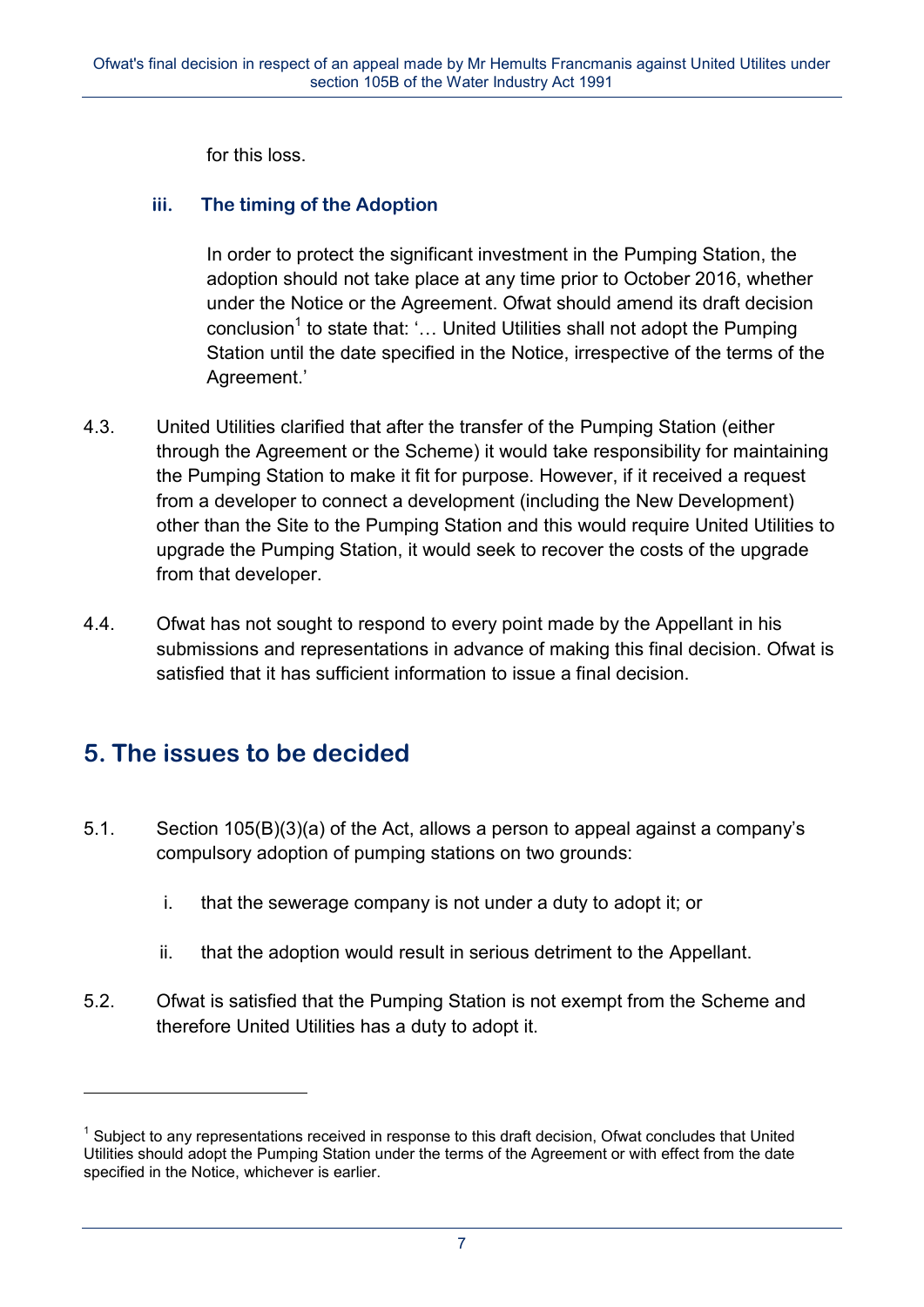for this loss.

### iii. The timing of the Adoption

In order to protect the significant investment in the Pumping Station, the adoption should not take place at any time prior to October 2016, whether under the Notice or the Agreement. Ofwat should amend its draft decision conclusion[1] to state that: '… United Utilities shall not adopt the Pumping Station until the date specified in the Notice, irrespective of the terms of the Agreement.'

4.3. United Utilities clarified that after the transfer of the Pumping Station (either through the Agreement or the Scheme) it would take responsibility for maintaining the Pumping Station to make it fit for purpose. However, if it received a request from a developer to connect a development (including the New Development) other than the Site to the Pumping Station and this would require United Utilities to upgrade the Pumping Station, it would seek to recover the costs of the upgrade from that developer.

4.4. Ofwat has not sought to respond to every point made by the Appellant in his submissions and representations in advance of making this final decision. Ofwat is satisfied that it has sufficient information to issue a final decision.

## 5. The issues to be decided

5.1. Section 105(B)(3)(a) of the Act, allows a person to appeal against a company's compulsory adoption of pumping stations on two grounds:

i. that the sewerage company is not under a duty to adopt it; or

ii. that the adoption would result in serious detriment to the Appellant.

5.2. Ofwat is satisfied that the Pumping Station is not exempt from the Scheme and therefore United Utilities has a duty to adopt it.

---

[1] Subject to any representations received in response to this draft decision, Ofwat concludes that United Utilities should adopt the Pumping Station under the terms of the Agreement or with effect from the date specified in the Notice, whichever is earlier.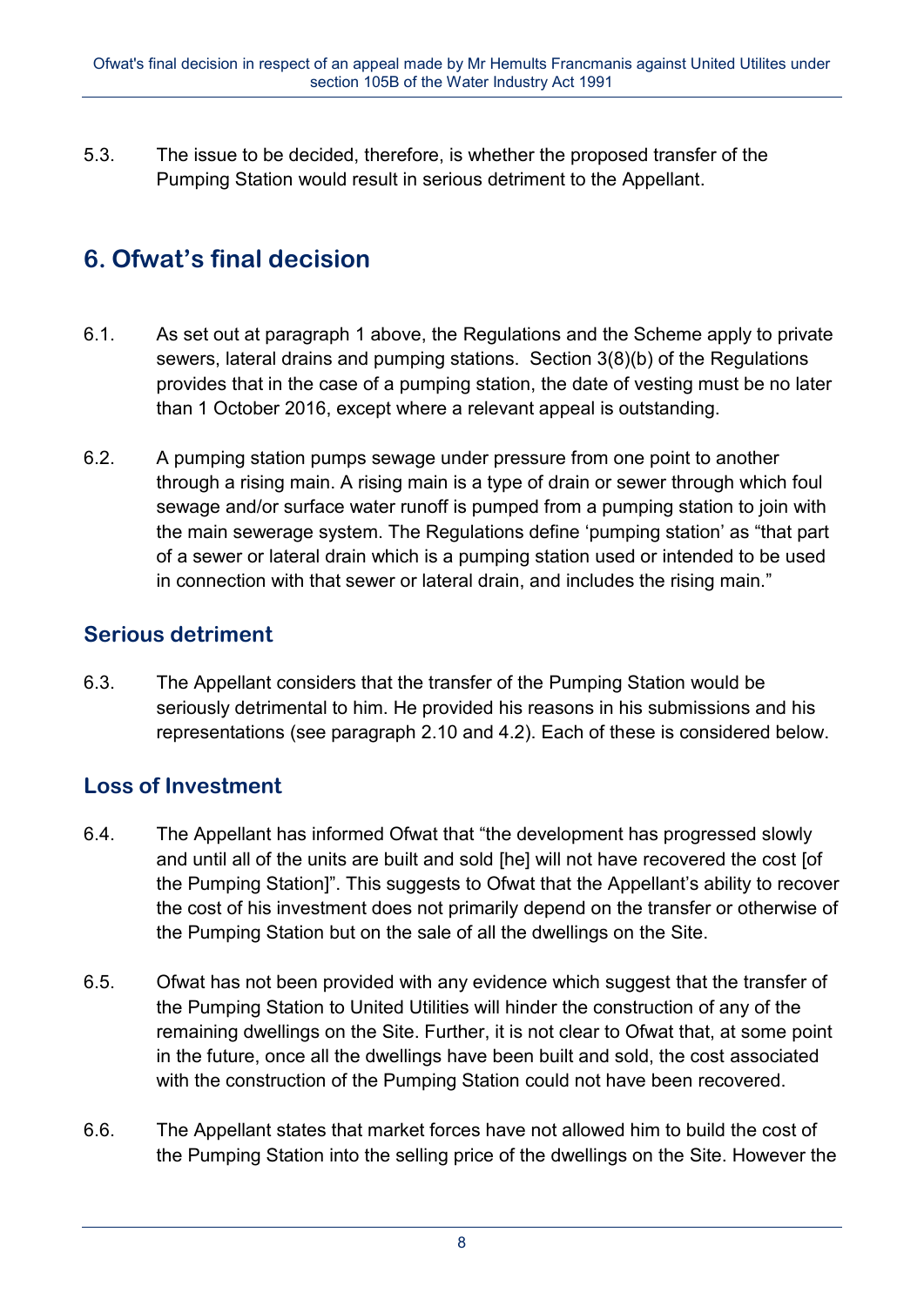5.3. The issue to be decided, therefore, is whether the proposed transfer of the Pumping Station would result in serious detriment to the Appellant.

## 6. Ofwat's final decision

6.1. As set out at paragraph 1 above, the Regulations and the Scheme apply to private sewers, lateral drains and pumping stations. Section 3(8)(b) of the Regulations provides that in the case of a pumping station, the date of vesting must be no later than 1 October 2016, except where a relevant appeal is outstanding.

6.2. A pumping station pumps sewage under pressure from one point to another through a rising main. A rising main is a type of drain or sewer through which foul sewage and/or surface water runoff is pumped from a pumping station to join with the main sewerage system. The Regulations define 'pumping station' as "that part of a sewer or lateral drain which is a pumping station used or intended to be used in connection with that sewer or lateral drain, and includes the rising main."

### Serious detriment

6.3. The Appellant considers that the transfer of the Pumping Station would be seriously detrimental to him. He provided his reasons in his submissions and his representations (see paragraph 2.10 and 4.2). Each of these is considered below.

### Loss of Investment

6.4. The Appellant has informed Ofwat that "the development has progressed slowly and until all of the units are built and sold [he] will not have recovered the cost [of the Pumping Station]". This suggests to Ofwat that the Appellant's ability to recover the cost of his investment does not primarily depend on the transfer or otherwise of the Pumping Station but on the sale of all the dwellings on the Site.

6.5. Ofwat has not been provided with any evidence which suggest that the transfer of the Pumping Station to United Utilities will hinder the construction of any of the remaining dwellings on the Site. Further, it is not clear to Ofwat that, at some point in the future, once all the dwellings have been built and sold, the cost associated with the construction of the Pumping Station could not have been recovered.

6.6. The Appellant states that market forces have not allowed him to build the cost of the Pumping Station into the selling price of the dwellings on the Site. However the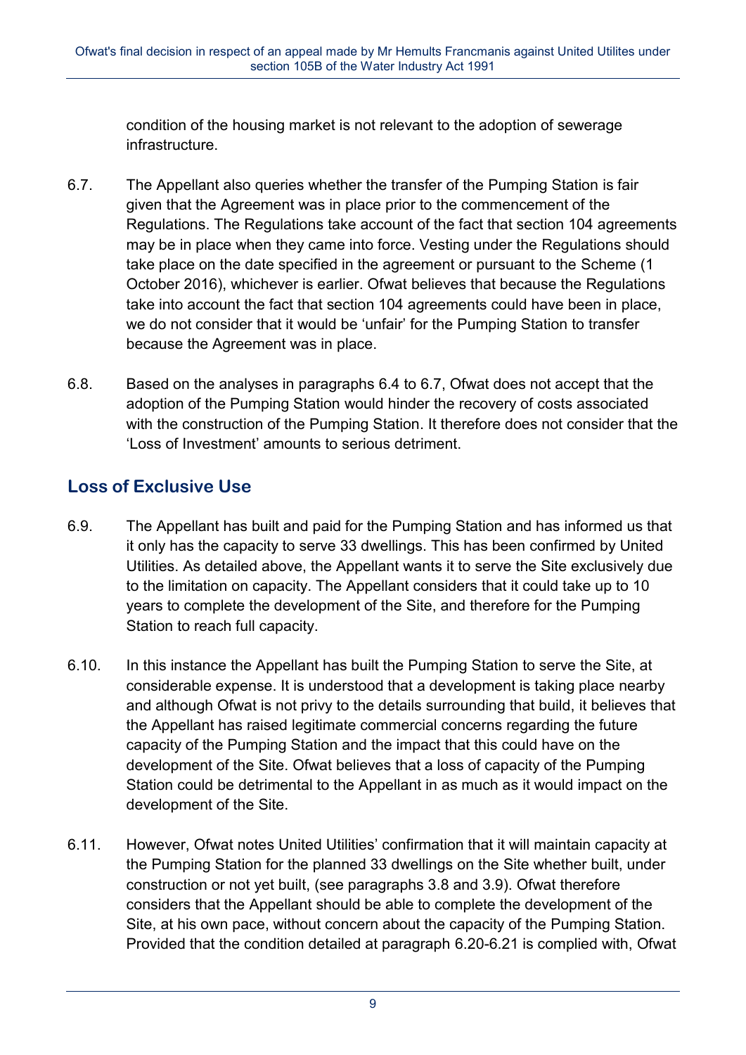condition of the housing market is not relevant to the adoption of sewerage infrastructure.

6.7. The Appellant also queries whether the transfer of the Pumping Station is fair given that the Agreement was in place prior to the commencement of the Regulations. The Regulations take account of the fact that section 104 agreements may be in place when they came into force. Vesting under the Regulations should take place on the date specified in the agreement or pursuant to the Scheme (1 October 2016), whichever is earlier. Ofwat believes that because the Regulations take into account the fact that section 104 agreements could have been in place, we do not consider that it would be 'unfair' for the Pumping Station to transfer because the Agreement was in place.

6.8. Based on the analyses in paragraphs 6.4 to 6.7, Ofwat does not accept that the adoption of the Pumping Station would hinder the recovery of costs associated with the construction of the Pumping Station. It therefore does not consider that the 'Loss of Investment' amounts to serious detriment.

## Loss of Exclusive Use

6.9. The Appellant has built and paid for the Pumping Station and has informed us that it only has the capacity to serve 33 dwellings. This has been confirmed by United Utilities. As detailed above, the Appellant wants it to serve the Site exclusively due to the limitation on capacity. The Appellant considers that it could take up to 10 years to complete the development of the Site, and therefore for the Pumping Station to reach full capacity.

6.10. In this instance the Appellant has built the Pumping Station to serve the Site, at considerable expense. It is understood that a development is taking place nearby and although Ofwat is not privy to the details surrounding that build, it believes that the Appellant has raised legitimate commercial concerns regarding the future capacity of the Pumping Station and the impact that this could have on the development of the Site. Ofwat believes that a loss of capacity of the Pumping Station could be detrimental to the Appellant in as much as it would impact on the development of the Site.

6.11. However, Ofwat notes United Utilities' confirmation that it will maintain capacity at the Pumping Station for the planned 33 dwellings on the Site whether built, under construction or not yet built, (see paragraphs 3.8 and 3.9). Ofwat therefore considers that the Appellant should be able to complete the development of the Site, at his own pace, without concern about the capacity of the Pumping Station. Provided that the condition detailed at paragraph 6.20-6.21 is complied with, Ofwat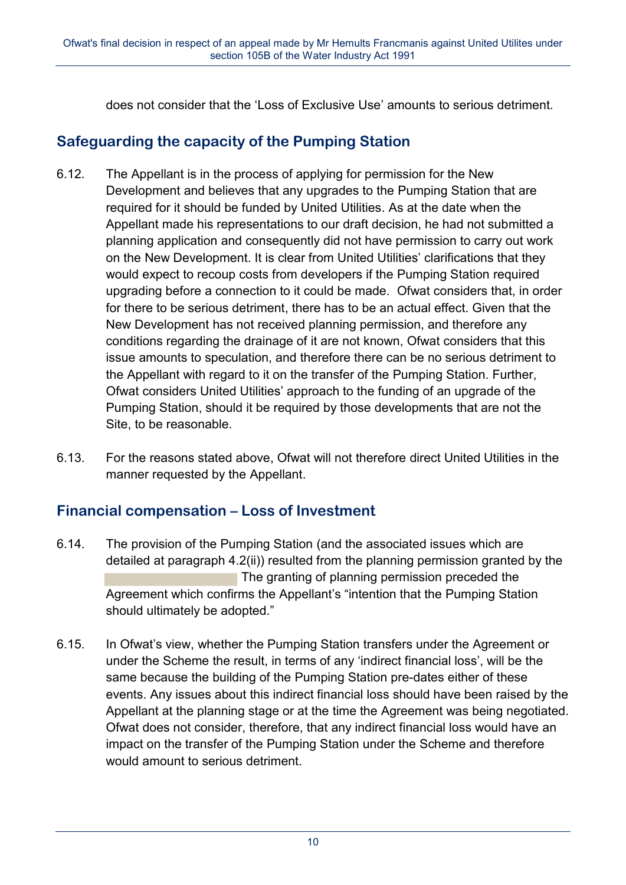does not consider that the 'Loss of Exclusive Use' amounts to serious detriment.

## Safeguarding the capacity of the Pumping Station

6.12. The Appellant is in the process of applying for permission for the New Development and believes that any upgrades to the Pumping Station that are required for it should be funded by United Utilities. As at the date when the Appellant made his representations to our draft decision, he had not submitted a planning application and consequently did not have permission to carry out work on the New Development. It is clear from United Utilities' clarifications that they would expect to recoup costs from developers if the Pumping Station required upgrading before a connection to it could be made. Ofwat considers that, in order for there to be serious detriment, there has to be an actual effect. Given that the New Development has not received planning permission, and therefore any conditions regarding the drainage of it are not known, Ofwat considers that this issue amounts to speculation, and therefore there can be no serious detriment to the Appellant with regard to it on the transfer of the Pumping Station. Further, Ofwat considers United Utilities' approach to the funding of an upgrade of the Pumping Station, should it be required by those developments that are not the Site, to be reasonable.

6.13. For the reasons stated above, Ofwat will not therefore direct United Utilities in the manner requested by the Appellant.

## Financial compensation – Loss of Investment

6.14. The provision of the Pumping Station (and the associated issues which are detailed at paragraph 4.2(ii)) resulted from the planning permission granted by the [redacted] The granting of planning permission preceded the Agreement which confirms the Appellant's "intention that the Pumping Station should ultimately be adopted."

6.15. In Ofwat's view, whether the Pumping Station transfers under the Agreement or under the Scheme the result, in terms of any 'indirect financial loss', will be the same because the building of the Pumping Station pre-dates either of these events. Any issues about this indirect financial loss should have been raised by the Appellant at the planning stage or at the time the Agreement was being negotiated. Ofwat does not consider, therefore, that any indirect financial loss would have an impact on the transfer of the Pumping Station under the Scheme and therefore would amount to serious detriment.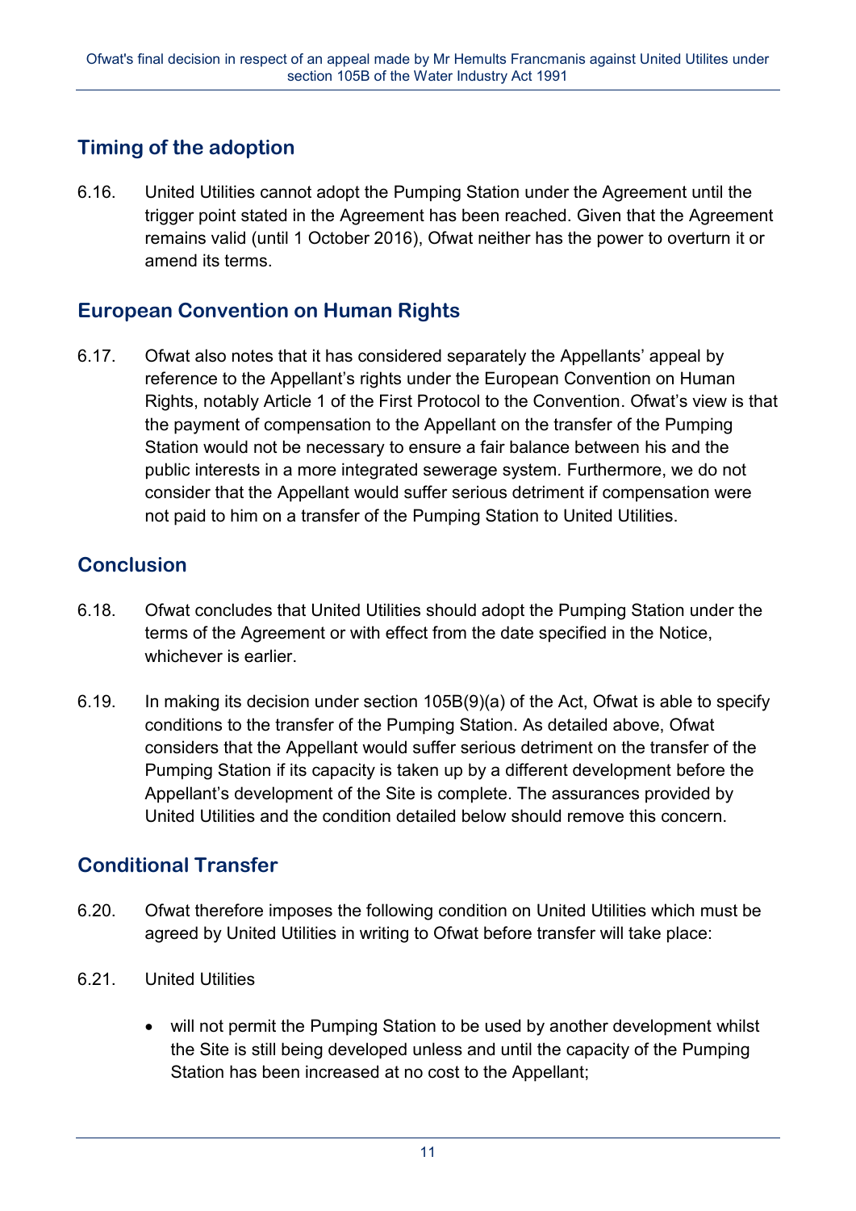## Timing of the adoption

6.16. United Utilities cannot adopt the Pumping Station under the Agreement until the trigger point stated in the Agreement has been reached. Given that the Agreement remains valid (until 1 October 2016), Ofwat neither has the power to overturn it or amend its terms.

## European Convention on Human Rights

6.17. Ofwat also notes that it has considered separately the Appellants' appeal by reference to the Appellant's rights under the European Convention on Human Rights, notably Article 1 of the First Protocol to the Convention. Ofwat's view is that the payment of compensation to the Appellant on the transfer of the Pumping Station would not be necessary to ensure a fair balance between his and the public interests in a more integrated sewerage system. Furthermore, we do not consider that the Appellant would suffer serious detriment if compensation were not paid to him on a transfer of the Pumping Station to United Utilities.

## Conclusion

6.18. Ofwat concludes that United Utilities should adopt the Pumping Station under the terms of the Agreement or with effect from the date specified in the Notice, whichever is earlier.

6.19. In making its decision under section 105B(9)(a) of the Act, Ofwat is able to specify conditions to the transfer of the Pumping Station. As detailed above, Ofwat considers that the Appellant would suffer serious detriment on the transfer of the Pumping Station if its capacity is taken up by a different development before the Appellant's development of the Site is complete. The assurances provided by United Utilities and the condition detailed below should remove this concern.

## Conditional Transfer

6.20. Ofwat therefore imposes the following condition on United Utilities which must be agreed by United Utilities in writing to Ofwat before transfer will take place:

6.21. United Utilities

- will not permit the Pumping Station to be used by another development whilst the Site is still being developed unless and until the capacity of the Pumping Station has been increased at no cost to the Appellant;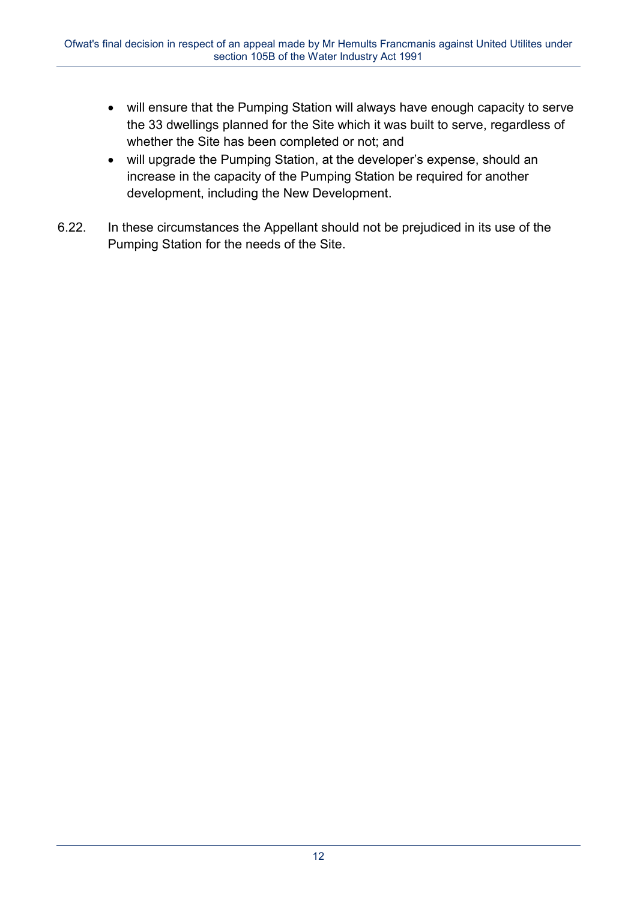- will ensure that the Pumping Station will always have enough capacity to serve the 33 dwellings planned for the Site which it was built to serve, regardless of whether the Site has been completed or not; and
- will upgrade the Pumping Station, at the developer's expense, should an increase in the capacity of the Pumping Station be required for another development, including the New Development.

6.22. In these circumstances the Appellant should not be prejudiced in its use of the Pumping Station for the needs of the Site.